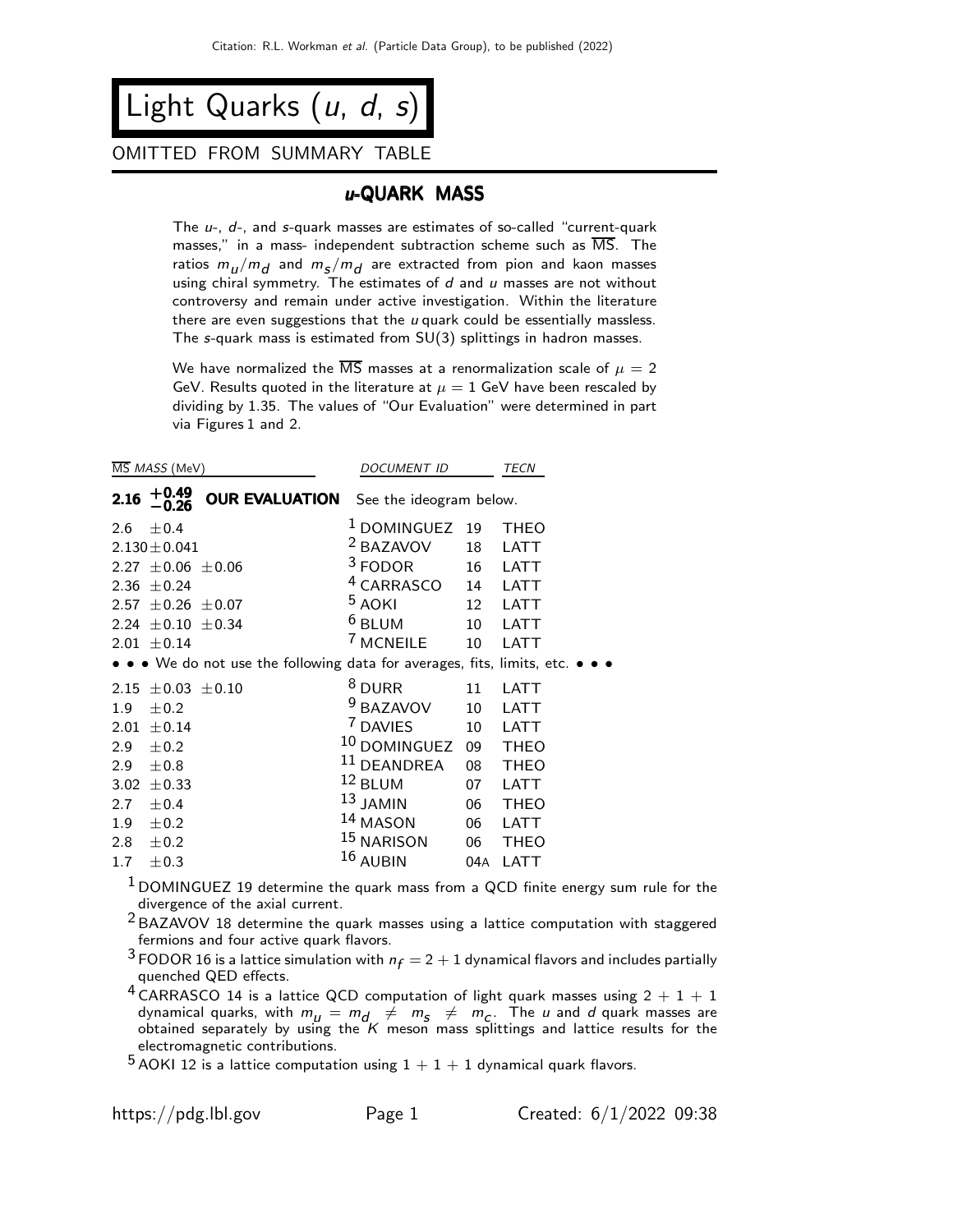# Light Quarks (*u*, *d*, *s*)

OMITTED FROM SUMMARY TABLE

## *u*-QUARK MASS

The *u*-, *d*-, and *s*-quark masses are estimates of so-called "current-quark masses," in a mass- independent subtraction scheme such as $\overline{\text{MS}}$. The ratios $m_u/m_d$ and $m_s/m_d$ are extracted from pion and kaon masses using chiral symmetry. The estimates of *d* and *u* masses are not without controversy and remain under active investigation. Within the literature there are even suggestions that the *u* quark could be essentially massless. The *s*-quark mass is estimated from SU(3) splittings in hadron masses.

We have normalized the $\overline{\text{MS}}$ masses at a renormalization scale of $\mu = 2$ GeV. Results quoted in the literature at $\mu = 1$ GeV have been rescaled by dividing by 1.35. The values of "Our Evaluation" were determined in part via Figures 1 and 2.

| $\overline{\text{MS}}$ *MASS* (MeV) | *DOCUMENT ID* | | *TECN* |
|---|---|---|---|
| **2.16** $^{+0.49}_{-0.26}$ **OUR EVALUATION** | See the ideogram below. | | |
| 2.6 $\pm$0.4 | [1] DOMINGUEZ | 19 | THEO |
| 2.130$\pm$0.041 | [2] BAZAVOV | 18 | LATT |
| 2.27 $\pm$0.06 $\pm$0.06 | [3] FODOR | 16 | LATT |
| 2.36 $\pm$0.24 | [4] CARRASCO | 14 | LATT |
| 2.57 $\pm$0.26 $\pm$0.07 | [5] AOKI | 12 | LATT |
| 2.24 $\pm$0.10 $\pm$0.34 | [6] BLUM | 10 | LATT |
| 2.01 $\pm$0.14 | [7] MCNEILE | 10 | LATT |
| • • • We do not use the following data for averages, fits, limits, etc. • • • | | | |
| 2.15 $\pm$0.03 $\pm$0.10 | [8] DURR | 11 | LATT |
| 1.9 $\pm$0.2 | [9] BAZAVOV | 10 | LATT |
| 2.01 $\pm$0.14 | [7] DAVIES | 10 | LATT |
| 2.9 $\pm$0.2 | [10] DOMINGUEZ | 09 | THEO |
| 2.9 $\pm$0.8 | [11] DEANDREA | 08 | THEO |
| 3.02 $\pm$0.33 | [12] BLUM | 07 | LATT |
| 2.7 $\pm$0.4 | [13] JAMIN | 06 | THEO |
| 1.9 $\pm$0.2 | [14] MASON | 06 | LATT |
| 2.8 $\pm$0.2 | [15] NARISON | 06 | THEO |
| 1.7 $\pm$0.3 | [16] AUBIN | 04A | LATT |

[1] DOMINGUEZ 19 determine the quark mass from a QCD finite energy sum rule for the divergence of the axial current.

[2] BAZAVOV 18 determine the quark masses using a lattice computation with staggered fermions and four active quark flavors.

[3] FODOR 16 is a lattice simulation with $n_f = 2 + 1$ dynamical flavors and includes partially quenched QED effects.

[4] CARRASCO 14 is a lattice QCD computation of light quark masses using $2 + 1 + 1$ dynamical quarks, with $m_u = m_d \neq m_s \neq m_c$. The *u* and *d* quark masses are obtained separately by using the *K* meson mass splittings and lattice results for the electromagnetic contributions.

[5] AOKI 12 is a lattice computation using $1 + 1 + 1$ dynamical quark flavors.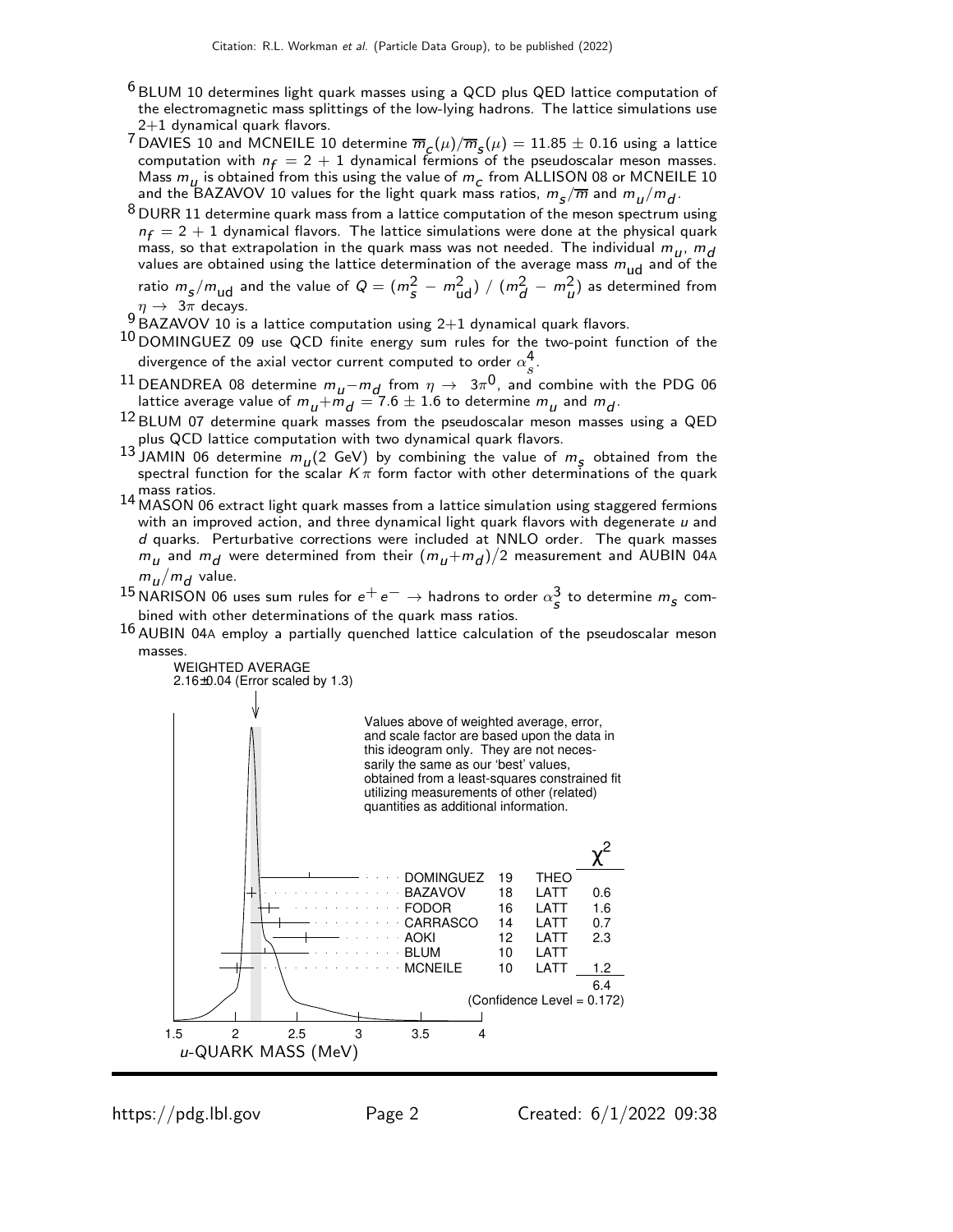[6] BLUM 10 determines light quark masses using a QCD plus QED lattice computation of the electromagnetic mass splittings of the low-lying hadrons. The lattice simulations use 2+1 dynamical quark flavors.

[7] DAVIES 10 and MCNEILE 10 determine $\overline{m}_c(\mu)/\overline{m}_s(\mu) = 11.85 \pm 0.16$ using a lattice computation with $n_f = 2 + 1$ dynamical fermions of the pseudoscalar meson masses. Mass $m_u$ is obtained from this using the value of $m_c$ from ALLISON 08 or MCNEILE 10 and the BAZAVOV 10 values for the light quark mass ratios, $m_s/\overline{m}$ and $m_u/m_d$.

[8] DURR 11 determine quark mass from a lattice computation of the meson spectrum using $n_f = 2 + 1$ dynamical flavors. The lattice simulations were done at the physical quark mass, so that extrapolation in the quark mass was not needed. The individual $m_u$, $m_d$ values are obtained using the lattice determination of the average mass $m_{ud}$ and of the ratio $m_s/m_{ud}$ and the value of $Q = (m_s^2 - m_{ud}^2) / (m_d^2 - m_u^2)$ as determined from $\eta \rightarrow 3\pi$ decays.

[9] BAZAVOV 10 is a lattice computation using 2+1 dynamical quark flavors.

[10] DOMINGUEZ 09 use QCD finite energy sum rules for the two-point function of the divergence of the axial vector current computed to order $\alpha_s^4$.

[11] DEANDREA 08 determine $m_u - m_d$ from $\eta \rightarrow 3\pi^0$, and combine with the PDG 06 lattice average value of $m_u + m_d = 7.6 \pm 1.6$ to determine $m_u$ and $m_d$.

[12] BLUM 07 determine quark masses from the pseudoscalar meson masses using a QED plus QCD lattice computation with two dynamical quark flavors.

[13] JAMIN 06 determine $m_u$(2 GeV) by combining the value of $m_s$ obtained from the spectral function for the scalar $K\pi$ form factor with other determinations of the quark mass ratios.

[14] MASON 06 extract light quark masses from a lattice simulation using staggered fermions with an improved action, and three dynamical light quark flavors with degenerate $u$ and $d$ quarks. Perturbative corrections were included at NNLO order. The quark masses $m_u$ and $m_d$ were determined from their $(m_u+m_d)/2$ measurement and AUBIN 04A $m_u/m_d$ value.

[15] NARISON 06 uses sum rules for $e^+ e^- \rightarrow$ hadrons to order $\alpha_s^3$ to determine $m_s$ combined with other determinations of the quark mass ratios.

[16] AUBIN 04A employ a partially quenched lattice calculation of the pseudoscalar meson masses.

WEIGHTED AVERAGE
2.16±0.04 (Error scaled by 1.3)

Values above of weighted average, error, and scale factor are based upon the data in this ideogram only. They are not necessarily the same as our 'best' values, obtained from a least-squares constrained fit utilizing measurements of other (related) quantities as additional information.

| | | | $\chi^2$ |
|---|---|---|---|
| DOMINGUEZ | 19 | THEO | |
| BAZAVOV | 18 | LATT | 0.6 |
| FODOR | 16 | LATT | 1.6 |
| CARRASCO | 14 | LATT | 0.7 |
| AOKI | 12 | LATT | 2.3 |
| BLUM | 10 | LATT | |
| MCNEILE | 10 | LATT | 1.2 |
| | | | 6.4 |

(Confidence Level = 0.172)

$u$-QUARK MASS (MeV)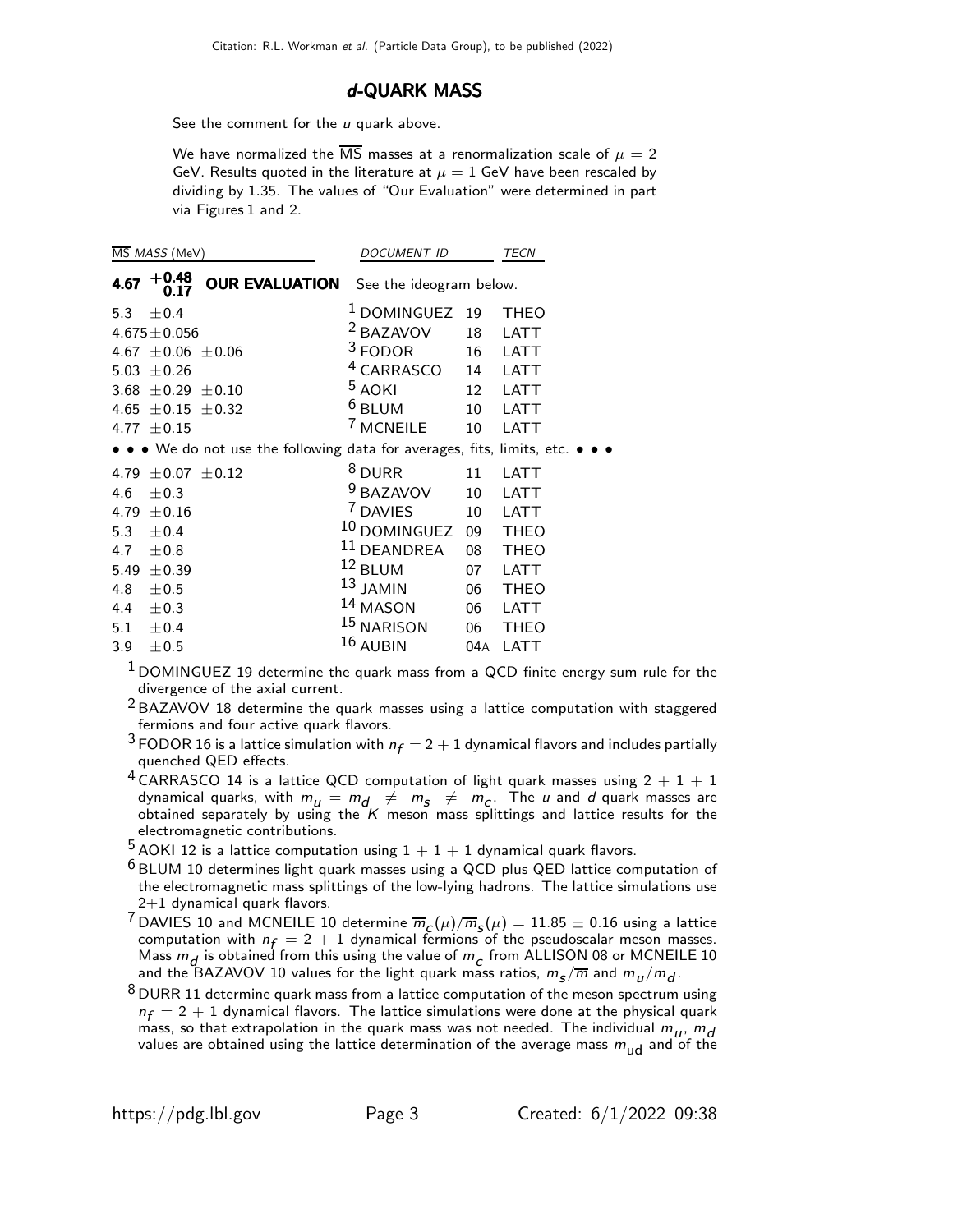## *d*-QUARK MASS

See the comment for the *u* quark above.

We have normalized the $\overline{\mathrm{MS}}$ masses at a renormalization scale of $\mu = 2$ GeV. Results quoted in the literature at $\mu = 1$ GeV have been rescaled by dividing by 1.35. The values of "Our Evaluation" were determined in part via Figures 1 and 2.

| $\overline{\mathrm{MS}}$ MASS (MeV) | DOCUMENT ID | | TECN |
|---|---|---|---|
| **$4.67 {}^{+0.48}_{-0.17}$ OUR EVALUATION** | See the ideogram below. | | |
| $5.3 \pm 0.4$ | [1] DOMINGUEZ | 19 | THEO |
| $4.675 \pm 0.056$ | [2] BAZAVOV | 18 | LATT |
| $4.67 \pm 0.06 \pm 0.06$ | [3] FODOR | 16 | LATT |
| $5.03 \pm 0.26$ | [4] CARRASCO | 14 | LATT |
| $3.68 \pm 0.29 \pm 0.10$ | [5] AOKI | 12 | LATT |
| $4.65 \pm 0.15 \pm 0.32$ | [6] BLUM | 10 | LATT |
| $4.77 \pm 0.15$ | [7] MCNEILE | 10 | LATT |
| • • • We do not use the following data for averages, fits, limits, etc. • • • | | | |
| $4.79 \pm 0.07 \pm 0.12$ | [8] DURR | 11 | LATT |
| $4.6 \pm 0.3$ | [9] BAZAVOV | 10 | LATT |
| $4.79 \pm 0.16$ | [7] DAVIES | 10 | LATT |
| $5.3 \pm 0.4$ | [10] DOMINGUEZ | 09 | THEO |
| $4.7 \pm 0.8$ | [11] DEANDREA | 08 | THEO |
| $5.49 \pm 0.39$ | [12] BLUM | 07 | LATT |
| $4.8 \pm 0.5$ | [13] JAMIN | 06 | THEO |
| $4.4 \pm 0.3$ | [14] MASON | 06 | LATT |
| $5.1 \pm 0.4$ | [15] NARISON | 06 | THEO |
| $3.9 \pm 0.5$ | [16] AUBIN | 04A | LATT |

[1] DOMINGUEZ 19 determine the quark mass from a QCD finite energy sum rule for the divergence of the axial current.

[2] BAZAVOV 18 determine the quark masses using a lattice computation with staggered fermions and four active quark flavors.

[3] FODOR 16 is a lattice simulation with $n_f = 2 + 1$ dynamical flavors and includes partially quenched QED effects.

[4] CARRASCO 14 is a lattice QCD computation of light quark masses using $2 + 1 + 1$ dynamical quarks, with $m_u = m_d \neq m_s \neq m_c$. The *u* and *d* quark masses are obtained separately by using the *K* meson mass splittings and lattice results for the electromagnetic contributions.

[5] AOKI 12 is a lattice computation using $1 + 1 + 1$ dynamical quark flavors.

[6] BLUM 10 determines light quark masses using a QCD plus QED lattice computation of the electromagnetic mass splittings of the low-lying hadrons. The lattice simulations use 2+1 dynamical quark flavors.

[7] DAVIES 10 and MCNEILE 10 determine $\overline{m}_c(\mu)/\overline{m}_s(\mu) = 11.85 \pm 0.16$ using a lattice computation with $n_f = 2 + 1$ dynamical fermions of the pseudoscalar meson masses. Mass $m_d$ is obtained from this using the value of $m_c$ from ALLISON 08 or MCNEILE 10 and the BAZAVOV 10 values for the light quark mass ratios, $m_s/\overline{m}$ and $m_u/m_d$.

[8] DURR 11 determine quark mass from a lattice computation of the meson spectrum using $n_f = 2 + 1$ dynamical flavors. The lattice simulations were done at the physical quark mass, so that extrapolation in the quark mass was not needed. The individual $m_u$, $m_d$ values are obtained using the lattice determination of the average mass $m_{\mathrm{ud}}$ and of the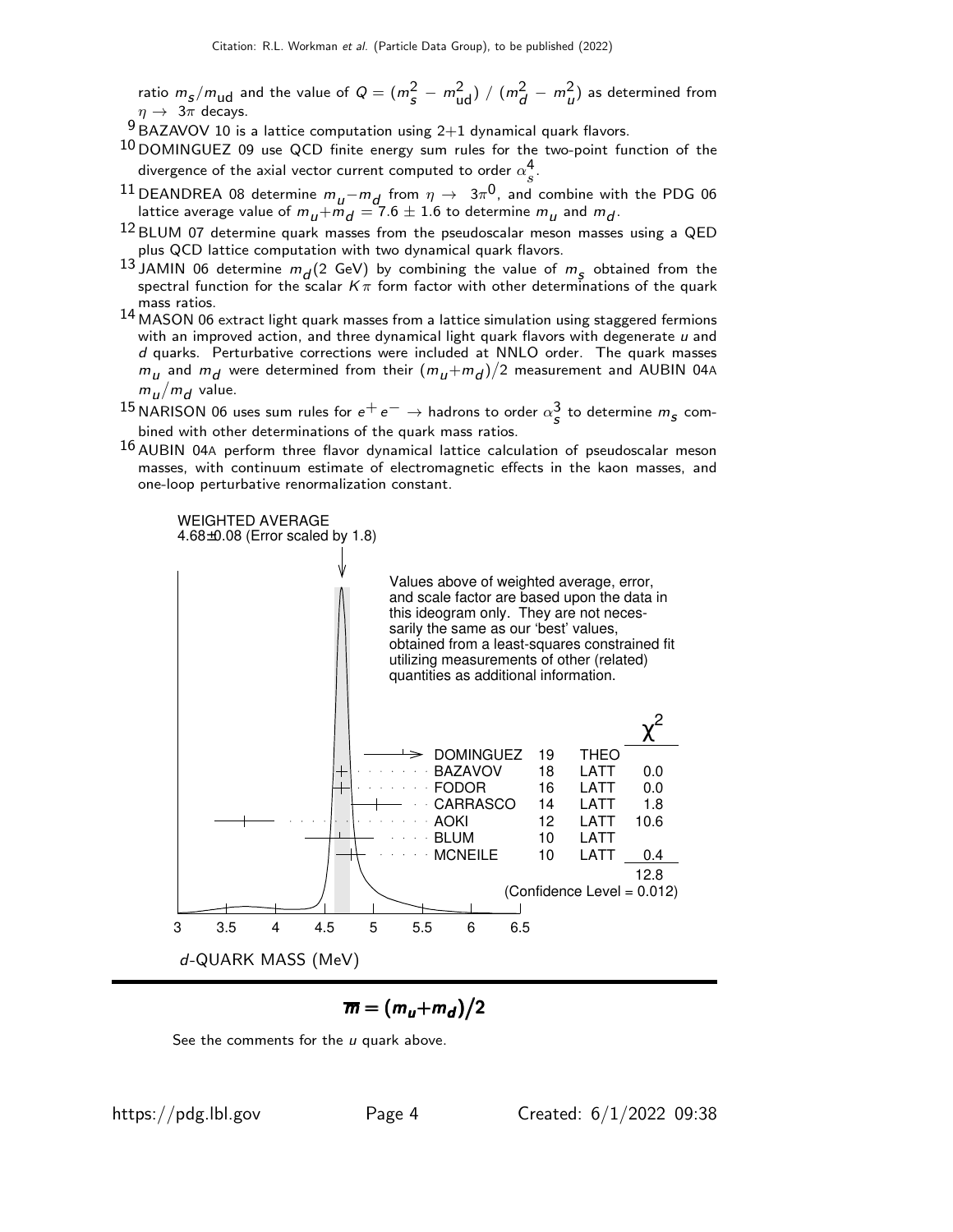ratio $m_s/m_{ud}$ and the value of $Q = (m_s^2 - m_{ud}^2) / (m_d^2 - m_u^2)$ as determined from $\eta \rightarrow 3\pi$ decays.

[9] BAZAVOV 10 is a lattice computation using 2+1 dynamical quark flavors.

[10] DOMINGUEZ 09 use QCD finite energy sum rules for the two-point function of the divergence of the axial vector current computed to order $\alpha_s^4$.

[11] DEANDREA 08 determine $m_u - m_d$ from $\eta \rightarrow 3\pi^0$, and combine with the PDG 06 lattice average value of $m_u + m_d = 7.6 \pm 1.6$ to determine $m_u$ and $m_d$.

[12] BLUM 07 determine quark masses from the pseudoscalar meson masses using a QED plus QCD lattice computation with two dynamical quark flavors.

[13] JAMIN 06 determine $m_d$(2 GeV) by combining the value of $m_s$ obtained from the spectral function for the scalar $K\pi$ form factor with other determinations of the quark mass ratios.

[14] MASON 06 extract light quark masses from a lattice simulation using staggered fermions with an improved action, and three dynamical light quark flavors with degenerate $u$ and $d$ quarks. Perturbative corrections were included at NNLO order. The quark masses $m_u$ and $m_d$ were determined from their $(m_u+m_d)/2$ measurement and AUBIN 04A $m_u/m_d$ value.

[15] NARISON 06 uses sum rules for $e^+e^- \rightarrow$ hadrons to order $\alpha_s^3$ to determine $m_s$ combined with other determinations of the quark mass ratios.

[16] AUBIN 04A perform three flavor dynamical lattice calculation of pseudoscalar meson masses, with continuum estimate of electromagnetic effects in the kaon masses, and one-loop perturbative renormalization constant.

WEIGHTED AVERAGE
4.68±0.08 (Error scaled by 1.8)

Values above of weighted average, error, and scale factor are based upon the data in this ideogram only. They are not necessarily the same as our 'best' values, obtained from a least-squares constrained fit utilizing measurements of other (related) quantities as additional information.

| | | | $\chi^2$ |
|---|---|---|---|
| DOMINGUEZ | 19 | THEO | |
| BAZAVOV | 18 | LATT | 0.0 |
| FODOR | 16 | LATT | 0.0 |
| CARRASCO | 14 | LATT | 1.8 |
| AOKI | 12 | LATT | 10.6 |
| BLUM | 10 | LATT | |
| MCNEILE | 10 | LATT | 0.4 |
| | | | 12.8 |

(Confidence Level = 0.012)

$d$-QUARK MASS (MeV)

## $\overline{m} = (m_u+m_d)/2$

See the comments for the $u$ quark above.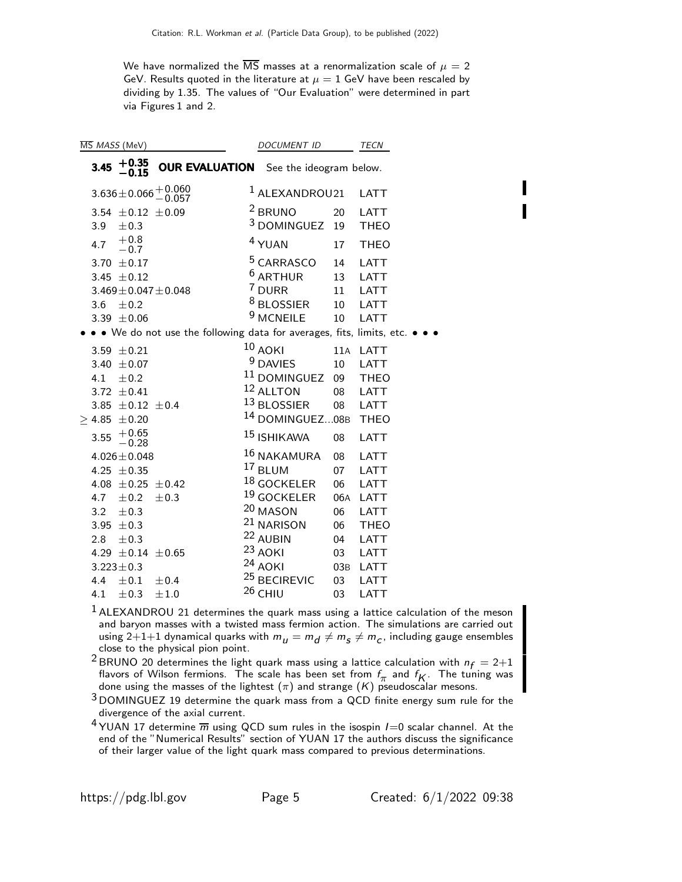We have normalized the $\overline{\text{MS}}$ masses at a renormalization scale of $\mu = 2$ GeV. Results quoted in the literature at $\mu = 1$ GeV have been rescaled by dividing by 1.35. The values of "Our Evaluation" were determined in part via Figures 1 and 2.

| $\overline{\text{MS}}$ MASS (MeV) | DOCUMENT ID | | TECN |
|---|---|---|---|
| **$3.45^{+0.35}_{-0.15}$ OUR EVALUATION** | See the ideogram below. | | |
| $3.636 \pm 0.066 ^{+0.060}_{-0.057}$ | [1] ALEXANDROU | 21 | LATT |
| $3.54 \pm 0.12 \pm 0.09$ | [2] BRUNO | 20 | LATT |
| $3.9 \pm 0.3$ | [3] DOMINGUEZ | 19 | THEO |
| $4.7 ^{+0.8}_{-0.7}$ | [4] YUAN | 17 | THEO |
| $3.70 \pm 0.17$ | [5] CARRASCO | 14 | LATT |
| $3.45 \pm 0.12$ | [6] ARTHUR | 13 | LATT |
| $3.469 \pm 0.047 \pm 0.048$ | [7] DURR | 11 | LATT |
| $3.6 \pm 0.2$ | [8] BLOSSIER | 10 | LATT |
| $3.39 \pm 0.06$ | [9] MCNEILE | 10 | LATT |
| • • • We do not use the following data for averages, fits, limits, etc. • • • | | | |
| $3.59 \pm 0.21$ | [10] AOKI | 11A | LATT |
| $3.40 \pm 0.07$ | [9] DAVIES | 10 | LATT |
| $4.1 \pm 0.2$ | [11] DOMINGUEZ | 09 | THEO |
| $3.72 \pm 0.41$ | [12] ALLTON | 08 | LATT |
| $3.85 \pm 0.12 \pm 0.4$ | [13] BLOSSIER | 08 | LATT |
| $\geq 4.85 \pm 0.20$ | [14] DOMINGUEZ... | 08B | THEO |
| $3.55 ^{+0.65}_{-0.28}$ | [15] ISHIKAWA | 08 | LATT |
| $4.026 \pm 0.048$ | [16] NAKAMURA | 08 | LATT |
| $4.25 \pm 0.35$ | [17] BLUM | 07 | LATT |
| $4.08 \pm 0.25 \pm 0.42$ | [18] GOCKELER | 06 | LATT |
| $4.7 \pm 0.2 \pm 0.3$ | [19] GOCKELER | 06A | LATT |
| $3.2 \pm 0.3$ | [20] MASON | 06 | LATT |
| $3.95 \pm 0.3$ | [21] NARISON | 06 | THEO |
| $2.8 \pm 0.3$ | [22] AUBIN | 04 | LATT |
| $4.29 \pm 0.14 \pm 0.65$ | [23] AOKI | 03 | LATT |
| $3.223 \pm 0.3$ | [24] AOKI | 03B | LATT |
| $4.4 \pm 0.1 \pm 0.4$ | [25] BECIREVIC | 03 | LATT |
| $4.1 \pm 0.3 \pm 1.0$ | [26] CHIU | 03 | LATT |

[1] ALEXANDROU 21 determines the quark mass using a lattice calculation of the meson and baryon masses with a twisted mass fermion action. The simulations are carried out using 2+1+1 dynamical quarks with $m_u = m_d \neq m_s \neq m_c$, including gauge ensembles close to the physical pion point.

[2] BRUNO 20 determines the light quark mass using a lattice calculation with $n_f = 2+1$ flavors of Wilson fermions. The scale has been set from $f_\pi$ and $f_K$. The tuning was done using the masses of the lightest ($\pi$) and strange ($K$) pseudoscalar mesons.

[3] DOMINGUEZ 19 determine the quark mass from a QCD finite energy sum rule for the divergence of the axial current.

[4] YUAN 17 determine $\overline{m}$ using QCD sum rules in the isospin $I$=0 scalar channel. At the end of the "Numerical Results" section of YUAN 17 the authors discuss the significance of their larger value of the light quark mass compared to previous determinations.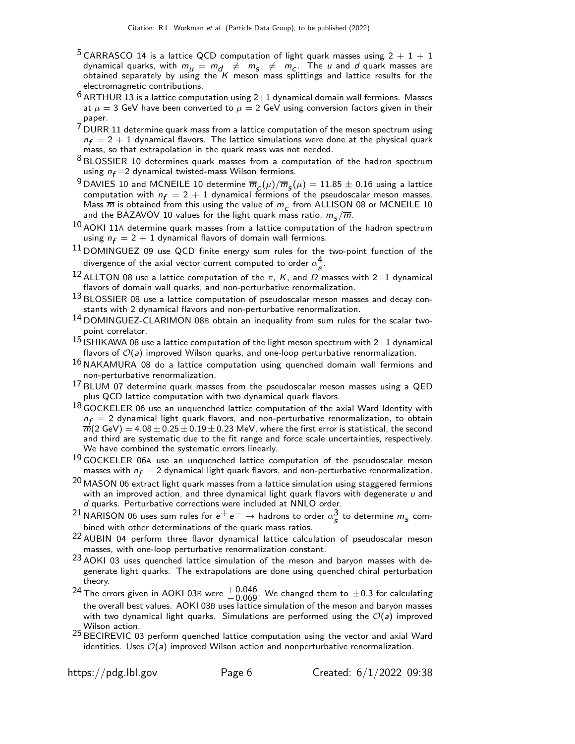[5] CARRASCO 14 is a lattice QCD computation of light quark masses using $2 + 1 + 1$ dynamical quarks, with $m_u = m_d \neq m_s \neq m_c$. The $u$ and $d$ quark masses are obtained separately by using the $K$ meson mass splittings and lattice results for the electromagnetic contributions.

[6] ARTHUR 13 is a lattice computation using 2+1 dynamical domain wall fermions. Masses at $\mu = 3$ GeV have been converted to $\mu = 2$ GeV using conversion factors given in their paper.

[7] DURR 11 determine quark mass from a lattice computation of the meson spectrum using $n_f = 2 + 1$ dynamical flavors. The lattice simulations were done at the physical quark mass, so that extrapolation in the quark mass was not needed.

[8] BLOSSIER 10 determines quark masses from a computation of the hadron spectrum using $n_f$=2 dynamical twisted-mass Wilson fermions.

[9] DAVIES 10 and MCNEILE 10 determine $\overline{m}_c(\mu)/\overline{m}_s(\mu) = 11.85 \pm 0.16$ using a lattice computation with $n_f = 2 + 1$ dynamical fermions of the pseudoscalar meson masses. Mass $\overline{m}$ is obtained from this using the value of $m_c$ from ALLISON 08 or MCNEILE 10 and the BAZAVOV 10 values for the light quark mass ratio, $m_s/\overline{m}$.

[10] AOKI 11A determine quark masses from a lattice computation of the hadron spectrum using $n_f = 2 + 1$ dynamical flavors of domain wall fermions.

[11] DOMINGUEZ 09 use QCD finite energy sum rules for the two-point function of the divergence of the axial vector current computed to order $\alpha_s^4$.

[12] ALLTON 08 use a lattice computation of the $\pi$, $K$, and $\Omega$ masses with 2+1 dynamical flavors of domain wall quarks, and non-perturbative renormalization.

[13] BLOSSIER 08 use a lattice computation of pseudoscalar meson masses and decay constants with 2 dynamical flavors and non-perturbative renormalization.

[14] DOMINGUEZ-CLARIMON 08B obtain an inequality from sum rules for the scalar two-point correlator.

[15] ISHIKAWA 08 use a lattice computation of the light meson spectrum with 2+1 dynamical flavors of $\mathcal{O}(a)$ improved Wilson quarks, and one-loop perturbative renormalization.

[16] NAKAMURA 08 do a lattice computation using quenched domain wall fermions and non-perturbative renormalization.

[17] BLUM 07 determine quark masses from the pseudoscalar meson masses using a QED plus QCD lattice computation with two dynamical quark flavors.

[18] GOCKELER 06 use an unquenched lattice computation of the axial Ward Identity with $n_f = 2$ dynamical light quark flavors, and non-perturbative renormalization, to obtain $\overline{m}(2\text{ GeV}) = 4.08 \pm 0.25 \pm 0.19 \pm 0.23$ MeV, where the first error is statistical, the second and third are systematic due to the fit range and force scale uncertainties, respectively. We have combined the systematic errors linearly.

[19] GOCKELER 06A use an unquenched lattice computation of the pseudoscalar meson masses with $n_f = 2$ dynamical light quark flavors, and non-perturbative renormalization.

[20] MASON 06 extract light quark masses from a lattice simulation using staggered fermions with an improved action, and three dynamical light quark flavors with degenerate $u$ and $d$ quarks. Perturbative corrections were included at NNLO order.

[21] NARISON 06 uses sum rules for $e^+ e^- \rightarrow$ hadrons to order $\alpha_s^3$ to determine $m_s$ combined with other determinations of the quark mass ratios.

[22] AUBIN 04 perform three flavor dynamical lattice calculation of pseudoscalar meson masses, with one-loop perturbative renormalization constant.

[23] AOKI 03 uses quenched lattice simulation of the meson and baryon masses with degenerate light quarks. The extrapolations are done using quenched chiral perturbation theory.

[24] The errors given in AOKI 03B were ${}^{+0.046}_{-0.069}$. We changed them to $\pm 0.3$ for calculating the overall best values. AOKI 03B uses lattice simulation of the meson and baryon masses with two dynamical light quarks. Simulations are performed using the $\mathcal{O}(a)$ improved Wilson action.

[25] BECIREVIC 03 perform quenched lattice computation using the vector and axial Ward identities. Uses $\mathcal{O}(a)$ improved Wilson action and nonperturbative renormalization.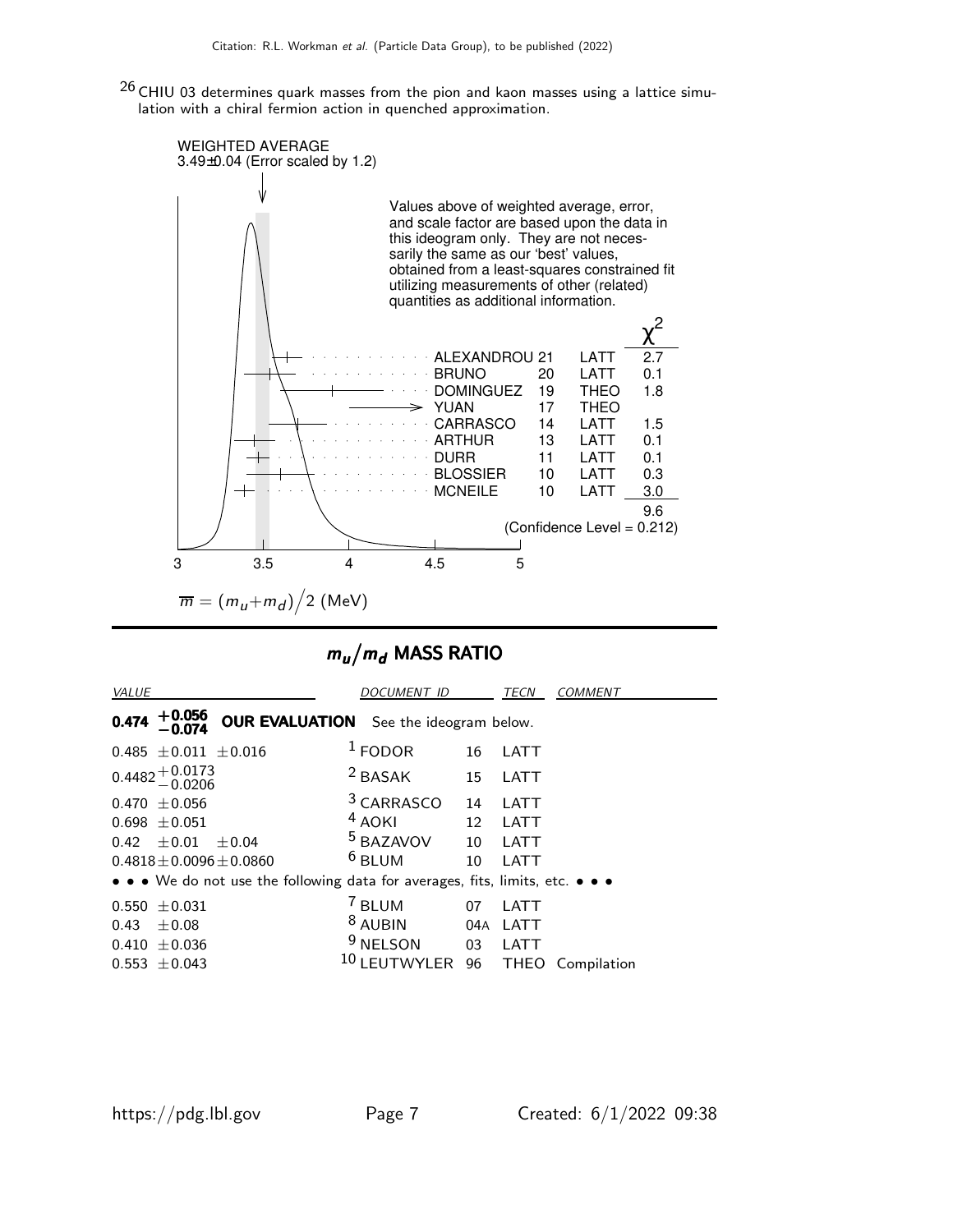[26] CHIU 03 determines quark masses from the pion and kaon masses using a lattice simulation with a chiral fermion action in quenched approximation.

WEIGHTED AVERAGE
3.49±0.04 (Error scaled by 1.2)

Values above of weighted average, error, and scale factor are based upon the data in this ideogram only. They are not necessarily the same as our 'best' values, obtained from a least-squares constrained fit utilizing measurements of other (related) quantities as additional information.

| | | | $\chi^2$ |
|---|---|---|---|
| ALEXANDROU | 21 | LATT | 2.7 |
| BRUNO | 20 | LATT | 0.1 |
| DOMINGUEZ | 19 | THEO | 1.8 |
| YUAN | 17 | THEO | |
| CARRASCO | 14 | LATT | 1.5 |
| ARTHUR | 13 | LATT | 0.1 |
| DURR | 11 | LATT | 0.1 |
| BLOSSIER | 10 | LATT | 0.3 |
| MCNEILE | 10 | LATT | 3.0 |
| | | | 9.6 |

(Confidence Level = 0.212)

$\overline{m} = (m_u + m_d)/2$ (MeV)

## $m_u/m_d$ MASS RATIO

| *VALUE* | *DOCUMENT ID* | | *TECN* | *COMMENT* |
|---|---|---|---|---|
| **0.474** $^{+0.056}_{-0.074}$ **OUR EVALUATION** See the ideogram below. | | | | |
| 0.485 ±0.011 ±0.016 | [1] FODOR | 16 | LATT | |
| $0.4482^{+0.0173}_{-0.0206}$ | [2] BASAK | 15 | LATT | |
| 0.470 ±0.056 | [3] CARRASCO | 14 | LATT | |
| 0.698 ±0.051 | [4] AOKI | 12 | LATT | |
| 0.42 ±0.01 ±0.04 | [5] BAZAVOV | 10 | LATT | |
| 0.4818±0.0096±0.0860 | [6] BLUM | 10 | LATT | |
| • • • We do not use the following data for averages, fits, limits, etc. • • • | | | | |
| 0.550 ±0.031 | [7] BLUM | 07 | LATT | |
| 0.43 ±0.08 | [8] AUBIN | 04A | LATT | |
| 0.410 ±0.036 | [9] NELSON | 03 | LATT | |
| 0.553 ±0.043 | [10] LEUTWYLER | 96 | THEO | Compilation |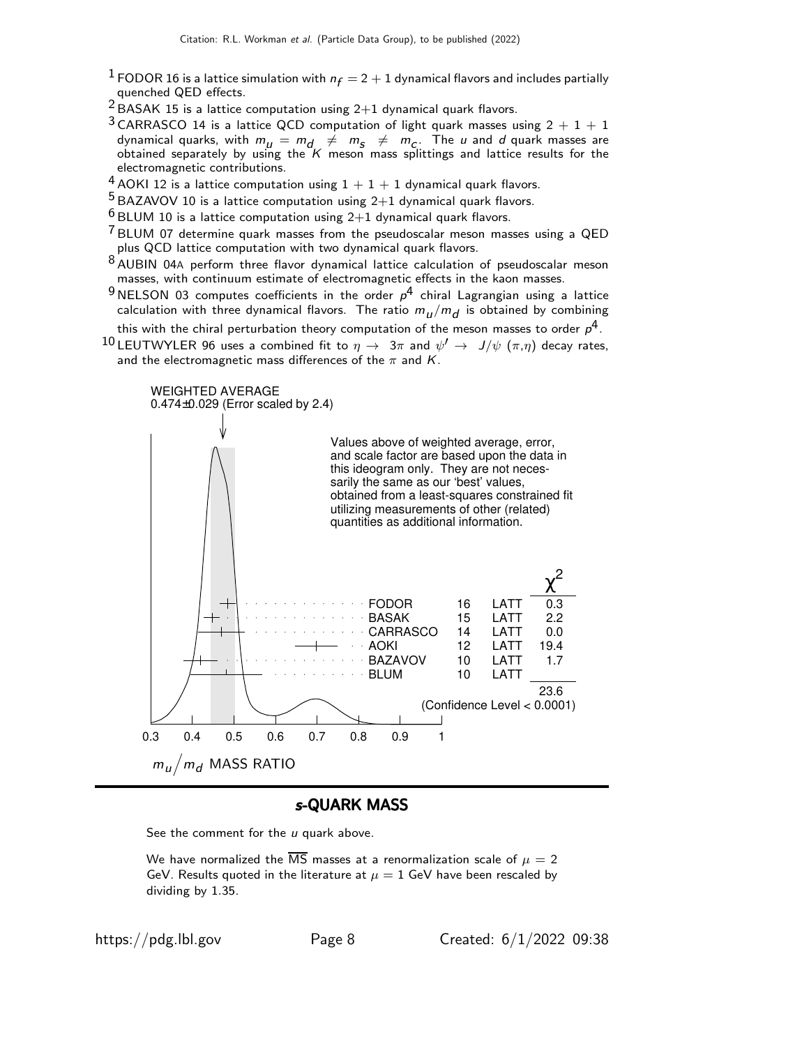[1] FODOR 16 is a lattice simulation with $n_f = 2+1$ dynamical flavors and includes partially quenched QED effects.

[2] BASAK 15 is a lattice computation using 2+1 dynamical quark flavors.

[3] CARRASCO 14 is a lattice QCD computation of light quark masses using $2+1+1$ dynamical quarks, with $m_u = m_d \neq m_s \neq m_c$. The $u$ and $d$ quark masses are obtained separately by using the $K$ meson mass splittings and lattice results for the electromagnetic contributions.

[4] AOKI 12 is a lattice computation using $1+1+1$ dynamical quark flavors.

[5] BAZAVOV 10 is a lattice computation using 2+1 dynamical quark flavors.

[6] BLUM 10 is a lattice computation using 2+1 dynamical quark flavors.

[7] BLUM 07 determine quark masses from the pseudoscalar meson masses using a QED plus QCD lattice computation with two dynamical quark flavors.

[8] AUBIN 04A perform three flavor dynamical lattice calculation of pseudoscalar meson masses, with continuum estimate of electromagnetic effects in the kaon masses.

[9] NELSON 03 computes coefficients in the order $p^4$ chiral Lagrangian using a lattice calculation with three dynamical flavors. The ratio $m_u/m_d$ is obtained by combining this with the chiral perturbation theory computation of the meson masses to order $p^4$.

[10] LEUTWYLER 96 uses a combined fit to $\eta \rightarrow 3\pi$ and $\psi' \rightarrow J/\psi$ $(\pi,\eta)$ decay rates, and the electromagnetic mass differences of the $\pi$ and $K$.

WEIGHTED AVERAGE
0.474±0.029 (Error scaled by 2.4)

Values above of weighted average, error, and scale factor are based upon the data in this ideogram only. They are not necessarily the same as our 'best' values, obtained from a least-squares constrained fit utilizing measurements of other (related) quantities as additional information.

| | | | $\chi^2$ |
|---|---|---|---|
| FODOR | 16 | LATT | 0.3 |
| BASAK | 15 | LATT | 2.2 |
| CARRASCO | 14 | LATT | 0.0 |
| AOKI | 12 | LATT | 19.4 |
| BAZAVOV | 10 | LATT | 1.7 |
| BLUM | 10 | LATT | |
| | | | 23.6 |

(Confidence Level < 0.0001)

$m_u/m_d$ MASS RATIO

## $s$-QUARK MASS

See the comment for the $u$ quark above.

We have normalized the $\overline{\text{MS}}$ masses at a renormalization scale of $\mu = 2$ GeV. Results quoted in the literature at $\mu = 1$ GeV have been rescaled by dividing by 1.35.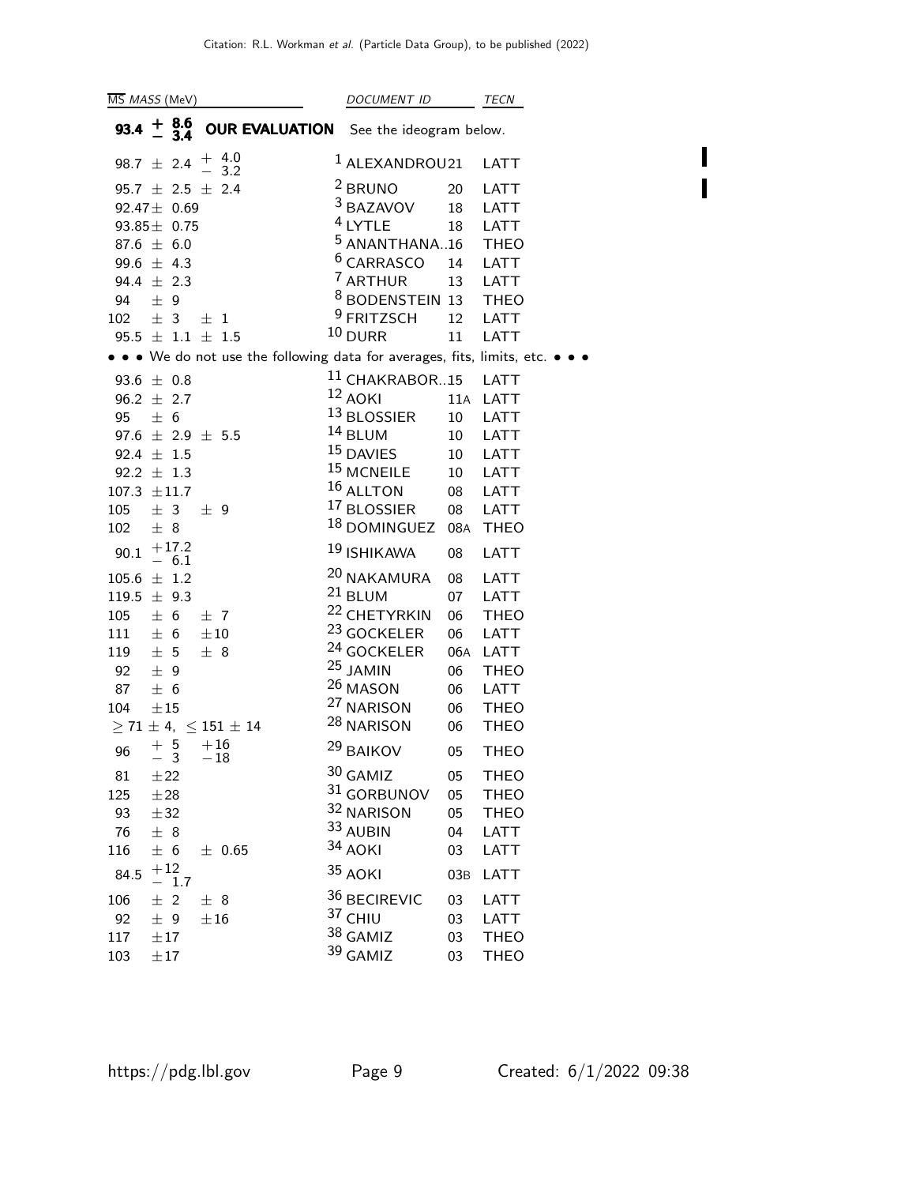| $\overline{MS}$ MASS (MeV) | DOCUMENT ID | | TECN |
|---|---|---|---|
| **93.4** $^{+8.6}_{-3.4}$ **OUR EVALUATION** | See the ideogram below. | | |
| 98.7 ± 2.4 $^{+4.0}_{-3.2}$ | [1] ALEXANDROU | 21 | LATT |
| 95.7 ± 2.5 ± 2.4 | [2] BRUNO | 20 | LATT |
| 92.47 ± 0.69 | [3] BAZAVOV | 18 | LATT |
| 93.85 ± 0.75 | [4] LYTLE | 18 | LATT |
| 87.6 ± 6.0 | [5] ANANTHANA... | 16 | THEO |
| 99.6 ± 4.3 | [6] CARRASCO | 14 | LATT |
| 94.4 ± 2.3 | [7] ARTHUR | 13 | LATT |
| 94 ± 9 | [8] BODENSTEIN | 13 | THEO |
| 102 ± 3 ± 1 | [9] FRITZSCH | 12 | LATT |
| 95.5 ± 1.1 ± 1.5 | [10] DURR | 11 | LATT |
| • • • We do not use the following data for averages, fits, limits, etc. • • • | | | |
| 93.6 ± 0.8 | [11] CHAKRABOR... | 15 | LATT |
| 96.2 ± 2.7 | [12] AOKI | 11A | LATT |
| 95 ± 6 | [13] BLOSSIER | 10 | LATT |
| 97.6 ± 2.9 ± 5.5 | [14] BLUM | 10 | LATT |
| 92.4 ± 1.5 | [15] DAVIES | 10 | LATT |
| 92.2 ± 1.3 | [15] MCNEILE | 10 | LATT |
| 107.3 ± 11.7 | [16] ALLTON | 08 | LATT |
| 105 ± 3 ± 9 | [17] BLOSSIER | 08 | LATT |
| 102 ± 8 | [18] DOMINGUEZ | 08A | THEO |
| 90.1 $^{+17.2}_{-6.1}$ | [19] ISHIKAWA | 08 | LATT |
| 105.6 ± 1.2 | [20] NAKAMURA | 08 | LATT |
| 119.5 ± 9.3 | [21] BLUM | 07 | LATT |
| 105 ± 6 ± 7 | [22] CHETYRKIN | 06 | THEO |
| 111 ± 6 ± 10 | [23] GOCKELER | 06 | LATT |
| 119 ± 5 ± 8 | [24] GOCKELER | 06A | LATT |
| 92 ± 9 | [25] JAMIN | 06 | THEO |
| 87 ± 6 | [26] MASON | 06 | LATT |
| 104 ± 15 | [27] NARISON | 06 | THEO |
| ≥ 71 ± 4, ≤ 151 ± 14 | [28] NARISON | 06 | THEO |
| 96 $^{+5}_{-3}$ $^{+16}_{-18}$ | [29] BAIKOV | 05 | THEO |
| 81 ± 22 | [30] GAMIZ | 05 | THEO |
| 125 ± 28 | [31] GORBUNOV | 05 | THEO |
| 93 ± 32 | [32] NARISON | 05 | THEO |
| 76 ± 8 | [33] AUBIN | 04 | LATT |
| 116 ± 6 ± 0.65 | [34] AOKI | 03 | LATT |
| 84.5 $^{+12}_{-1.7}$ | [35] AOKI | 03B | LATT |
| 106 ± 2 ± 8 | [36] BECIREVIC | 03 | LATT |
| 92 ± 9 ± 16 | [37] CHIU | 03 | LATT |
| 117 ± 17 | [38] GAMIZ | 03 | THEO |
| 103 ± 17 | [39] GAMIZ | 03 | THEO |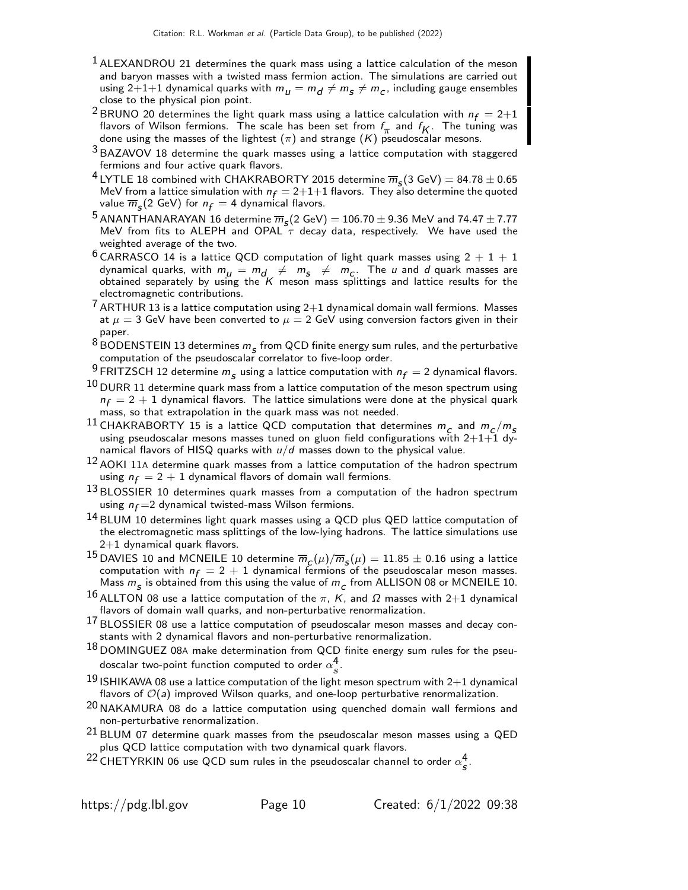[1] ALEXANDROU 21 determines the quark mass using a lattice calculation of the meson and baryon masses with a twisted mass fermion action. The simulations are carried out using 2+1+1 dynamical quarks with $m_u = m_d \neq m_s \neq m_c$, including gauge ensembles close to the physical pion point.

[2] BRUNO 20 determines the light quark mass using a lattice calculation with $n_f = 2+1$ flavors of Wilson fermions. The scale has been set from $f_\pi$ and $f_K$. The tuning was done using the masses of the lightest ($\pi$) and strange ($K$) pseudoscalar mesons.

[3] BAZAVOV 18 determine the quark masses using a lattice computation with staggered fermions and four active quark flavors.

[4] LYTLE 18 combined with CHAKRABORTY 2015 determine $\overline{m}_s(3\text{ GeV}) = 84.78 \pm 0.65$ MeV from a lattice simulation with $n_f = 2+1+1$ flavors. They also determine the quoted value $\overline{m}_s(2\text{ GeV})$ for $n_f = 4$ dynamical flavors.

[5] ANANTHANARAYAN 16 determine $\overline{m}_s(2\text{ GeV}) = 106.70 \pm 9.36$ MeV and $74.47 \pm 7.77$ MeV from fits to ALEPH and OPAL $\tau$ decay data, respectively. We have used the weighted average of the two.

[6] CARRASCO 14 is a lattice QCD computation of light quark masses using $2+1+1$ dynamical quarks, with $m_u = m_d \neq m_s \neq m_c$. The $u$ and $d$ quark masses are obtained separately by using the $K$ meson mass splittings and lattice results for the electromagnetic contributions.

[7] ARTHUR 13 is a lattice computation using 2+1 dynamical domain wall fermions. Masses at $\mu = 3$ GeV have been converted to $\mu = 2$ GeV using conversion factors given in their paper.

[8] BODENSTEIN 13 determines $m_s$ from QCD finite energy sum rules, and the perturbative computation of the pseudoscalar correlator to five-loop order.

[9] FRITZSCH 12 determine $m_s$ using a lattice computation with $n_f = 2$ dynamical flavors.

[10] DURR 11 determine quark mass from a lattice computation of the meson spectrum using $n_f = 2+1$ dynamical flavors. The lattice simulations were done at the physical quark mass, so that extrapolation in the quark mass was not needed.

[11] CHAKRABORTY 15 is a lattice QCD computation that determines $m_c$ and $m_c/m_s$ using pseudoscalar mesons masses tuned on gluon field configurations with 2+1+1 dynamical flavors of HISQ quarks with $u/d$ masses down to the physical value.

[12] AOKI 11A determine quark masses from a lattice computation of the hadron spectrum using $n_f = 2+1$ dynamical flavors of domain wall fermions.

[13] BLOSSIER 10 determines quark masses from a computation of the hadron spectrum using $n_f$=2 dynamical twisted-mass Wilson fermions.

[14] BLUM 10 determines light quark masses using a QCD plus QED lattice computation of the electromagnetic mass splittings of the low-lying hadrons. The lattice simulations use 2+1 dynamical quark flavors.

[15] DAVIES 10 and MCNEILE 10 determine $\overline{m}_c(\mu)/\overline{m}_s(\mu) = 11.85 \pm 0.16$ using a lattice computation with $n_f = 2+1$ dynamical fermions of the pseudoscalar meson masses. Mass $m_s$ is obtained from this using the value of $m_c$ from ALLISON 08 or MCNEILE 10.

[16] ALLTON 08 use a lattice computation of the $\pi$, $K$, and $\Omega$ masses with 2+1 dynamical flavors of domain wall quarks, and non-perturbative renormalization.

[17] BLOSSIER 08 use a lattice computation of pseudoscalar meson masses and decay constants with 2 dynamical flavors and non-perturbative renormalization.

[18] DOMINGUEZ 08A make determination from QCD finite energy sum rules for the pseudoscalar two-point function computed to order $\alpha_s^4$.

[19] ISHIKAWA 08 use a lattice computation of the light meson spectrum with 2+1 dynamical flavors of $\mathcal{O}(a)$ improved Wilson quarks, and one-loop perturbative renormalization.

[20] NAKAMURA 08 do a lattice computation using quenched domain wall fermions and non-perturbative renormalization.

[21] BLUM 07 determine quark masses from the pseudoscalar meson masses using a QED plus QCD lattice computation with two dynamical quark flavors.

[22] CHETYRKIN 06 use QCD sum rules in the pseudoscalar channel to order $\alpha_s^4$.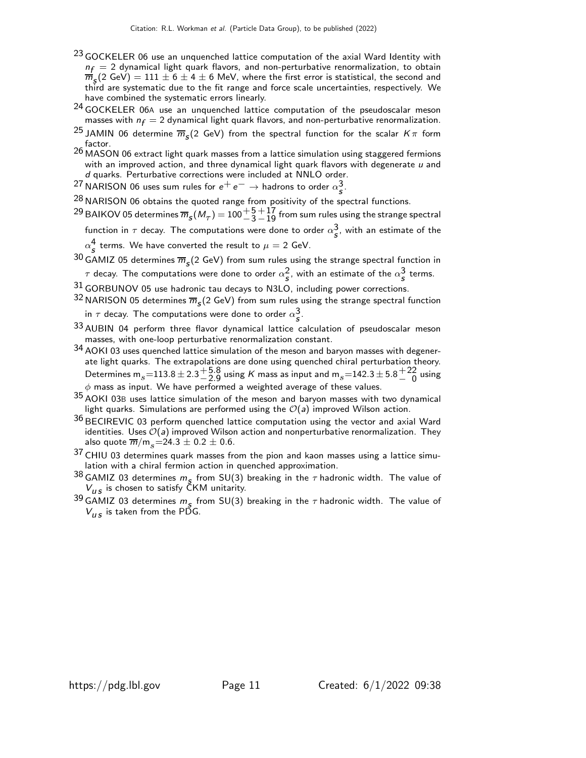[23] GOCKELER 06 use an unquenched lattice computation of the axial Ward Identity with $n_f = 2$ dynamical light quark flavors, and non-perturbative renormalization, to obtain $\overline{m}_s$(2 GeV) = 111 ± 6 ± 4 ± 6 MeV, where the first error is statistical, the second and third are systematic due to the fit range and force scale uncertainties, respectively. We have combined the systematic errors linearly.

[24] GOCKELER 06A use an unquenched lattice computation of the pseudoscalar meson masses with $n_f = 2$ dynamical light quark flavors, and non-perturbative renormalization.

[25] JAMIN 06 determine $\overline{m}_s$(2 GeV) from the spectral function for the scalar $K\pi$ form factor.

[26] MASON 06 extract light quark masses from a lattice simulation using staggered fermions with an improved action, and three dynamical light quark flavors with degenerate $u$ and $d$ quarks. Perturbative corrections were included at NNLO order.

[27] NARISON 06 uses sum rules for $e^+ e^- \rightarrow$ hadrons to order $\alpha_s^3$.

[28] NARISON 06 obtains the quoted range from positivity of the spectral functions.

[29] BAIKOV 05 determines $\overline{m}_s(M_\tau) = 100^{+5}_{-3}{}^{+17}_{-19}$ from sum rules using the strange spectral function in $\tau$ decay. The computations were done to order $\alpha_s^3$, with an estimate of the $\alpha_s^4$ terms. We have converted the result to $\mu$ = 2 GeV.

[30] GAMIZ 05 determines $\overline{m}_s$(2 GeV) from sum rules using the strange spectral function in $\tau$ decay. The computations were done to order $\alpha_s^2$, with an estimate of the $\alpha_s^3$ terms.

[31] GORBUNOV 05 use hadronic tau decays to N3LO, including power corrections.

[32] NARISON 05 determines $\overline{m}_s$(2 GeV) from sum rules using the strange spectral function in $\tau$ decay. The computations were done to order $\alpha_s^3$.

[33] AUBIN 04 perform three flavor dynamical lattice calculation of pseudoscalar meson masses, with one-loop perturbative renormalization constant.

[34] AOKI 03 uses quenched lattice simulation of the meson and baryon masses with degenerate light quarks. The extrapolations are done using quenched chiral perturbation theory. Determines $m_s = 113.8 \pm 2.3^{+5.8}_{-2.9}$ using $K$ mass as input and $m_s = 142.3 \pm 5.8^{+22}_{-\ 0}$ using $\phi$ mass as input. We have performed a weighted average of these values.

[35] AOKI 03B uses lattice simulation of the meson and baryon masses with two dynamical light quarks. Simulations are performed using the $\mathcal{O}(a)$ improved Wilson action.

[36] BECIREVIC 03 perform quenched lattice computation using the vector and axial Ward identities. Uses $\mathcal{O}(a)$ improved Wilson action and nonperturbative renormalization. They also quote $\overline{m}/m_s = 24.3 \pm 0.2 \pm 0.6$.

[37] CHIU 03 determines quark masses from the pion and kaon masses using a lattice simulation with a chiral fermion action in quenched approximation.

[38] GAMIZ 03 determines $m_s$ from SU(3) breaking in the $\tau$ hadronic width. The value of $V_{us}$ is chosen to satisfy CKM unitarity.

[39] GAMIZ 03 determines $m_s$ from SU(3) breaking in the $\tau$ hadronic width. The value of $V_{us}$ is taken from the PDG.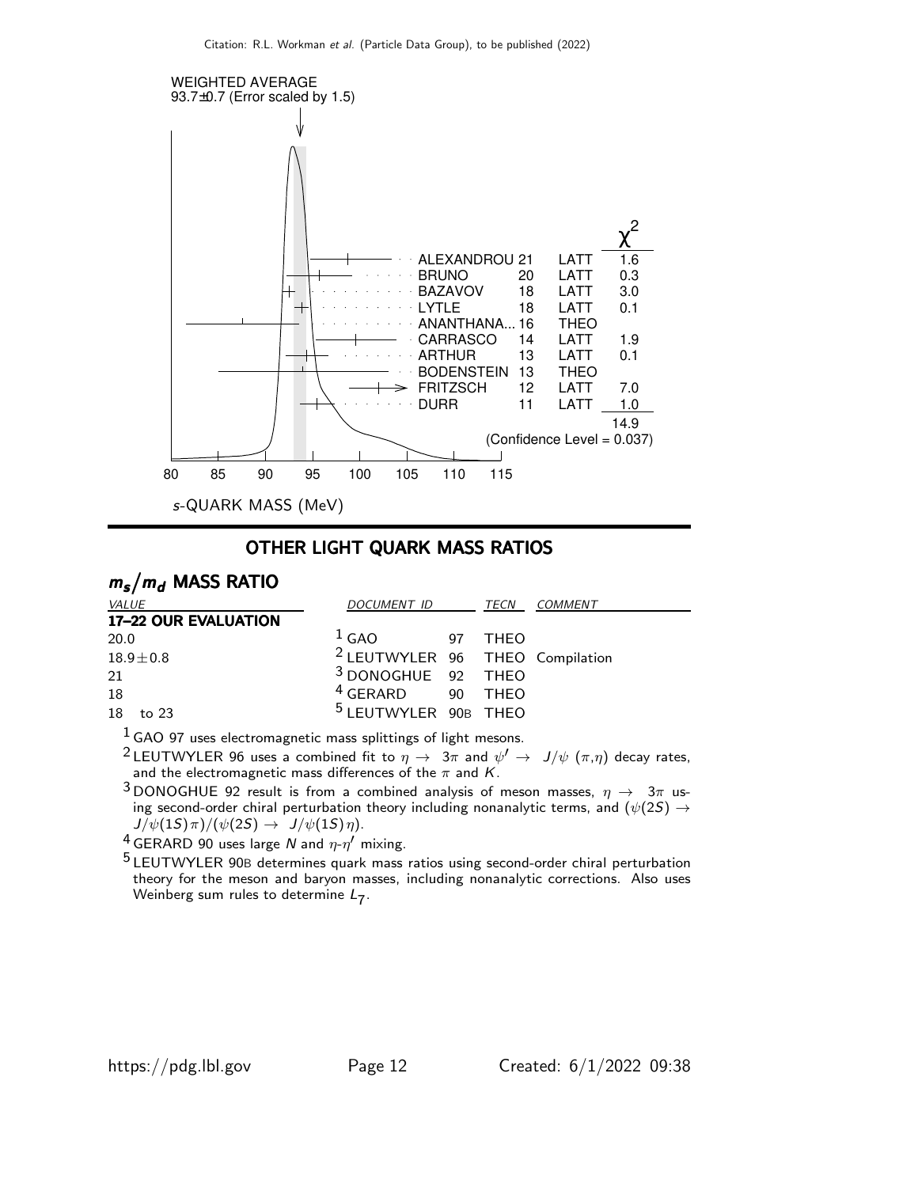WEIGHTED AVERAGE
93.7±0.7 (Error scaled by 1.5)

| | | | $\chi^2$ |
|---|---|---|---|
| ALEXANDROU | 21 | LATT | 1.6 |
| BRUNO | 20 | LATT | 0.3 |
| BAZAVOV | 18 | LATT | 3.0 |
| LYTLE | 18 | LATT | 0.1 |
| ANANTHANA... | 16 | THEO | |
| CARRASCO | 14 | LATT | 1.9 |
| ARTHUR | 13 | LATT | 0.1 |
| BODENSTEIN | 13 | THEO | |
| FRITZSCH | 12 | LATT | 7.0 |
| DURR | 11 | LATT | 1.0 |
| | | | 14.9 |

(Confidence Level = 0.037)

80 85 90 95 100 105 110 115

$s$-QUARK MASS (MeV)

## OTHER LIGHT QUARK MASS RATIOS

### $m_s/m_d$ MASS RATIO

| VALUE | DOCUMENT ID | | TECN | COMMENT |
|---|---|---|---|---|
| **17–22 OUR EVALUATION** | | | | |
| 20.0 | [1] GAO | 97 | THEO | |
| $18.9 \pm 0.8$ | [2] LEUTWYLER | 96 | THEO | Compilation |
| 21 | [3] DONOGHUE | 92 | THEO | |
| 18 | [4] GERARD | 90 | THEO | |
| 18 to 23 | [5] LEUTWYLER | 90B | THEO | |

[1] GAO 97 uses electromagnetic mass splittings of light mesons.

[2] LEUTWYLER 96 uses a combined fit to $\eta \rightarrow 3\pi$ and $\psi' \rightarrow J/\psi\ (\pi,\eta)$ decay rates, and the electromagnetic mass differences of the $\pi$ and $K$.

[3] DONOGHUE 92 result is from a combined analysis of meson masses, $\eta \rightarrow 3\pi$ using second-order chiral perturbation theory including nonanalytic terms, and $(\psi(2S) \rightarrow J/\psi(1S)\pi)/(\psi(2S) \rightarrow J/\psi(1S)\eta)$.

[4] GERARD 90 uses large $N$ and $\eta$-$\eta'$ mixing.

[5] LEUTWYLER 90B determines quark mass ratios using second-order chiral perturbation theory for the meson and baryon masses, including nonanalytic corrections. Also uses Weinberg sum rules to determine $L_7$.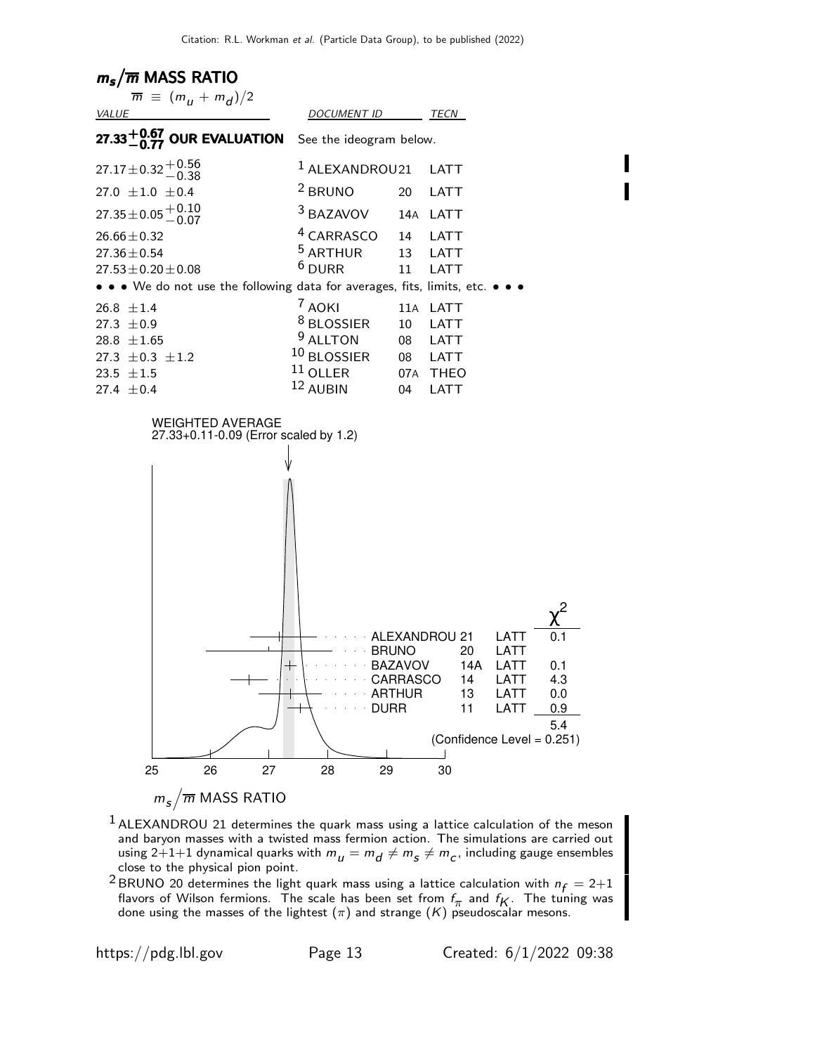## $m_s/\overline{m}$ MASS RATIO

$\overline{m} \equiv (m_u + m_d)/2$

| VALUE | DOCUMENT ID | | TECN |
|---|---|---|---|
| **$27.33^{+0.67}_{-0.77}$ OUR EVALUATION** | See the ideogram below. | | |
| $27.17 \pm 0.32 ^{+0.56}_{-0.38}$ | [1] ALEXANDROU | 21 | LATT |
| $27.0 \pm 1.0 \pm 0.4$ | [2] BRUNO | 20 | LATT |
| $27.35 \pm 0.05 ^{+0.10}_{-0.07}$ | [3] BAZAVOV | 14A | LATT |
| $26.66 \pm 0.32$ | [4] CARRASCO | 14 | LATT |
| $27.36 \pm 0.54$ | [5] ARTHUR | 13 | LATT |
| $27.53 \pm 0.20 \pm 0.08$ | [6] DURR | 11 | LATT |
| • • • We do not use the following data for averages, fits, limits, etc. • • • | | | |
| $26.8 \pm 1.4$ | [7] AOKI | 11A | LATT |
| $27.3 \pm 0.9$ | [8] BLOSSIER | 10 | LATT |
| $28.8 \pm 1.65$ | [9] ALLTON | 08 | LATT |
| $27.3 \pm 0.3 \pm 1.2$ | [10] BLOSSIER | 08 | LATT |
| $23.5 \pm 1.5$ | [11] OLLER | 07A | THEO |
| $27.4 \pm 0.4$ | [12] AUBIN | 04 | LATT |

WEIGHTED AVERAGE
27.33+0.11-0.09 (Error scaled by 1.2)

| | | | $\chi^2$ |
|---|---|---|---|
| ALEXANDROU | 21 | LATT | 0.1 |
| BRUNO | 20 | LATT | |
| BAZAVOV | 14A | LATT | 0.1 |
| CARRASCO | 14 | LATT | 4.3 |
| ARTHUR | 13 | LATT | 0.0 |
| DURR | 11 | LATT | 0.9 |
| | | | 5.4 |

(Confidence Level = 0.251)

$m_s/\overline{m}$ MASS RATIO

[1] ALEXANDROU 21 determines the quark mass using a lattice calculation of the meson and baryon masses with a twisted mass fermion action. The simulations are carried out using 2+1+1 dynamical quarks with $m_u = m_d \neq m_s \neq m_c$, including gauge ensembles close to the physical pion point.

[2] BRUNO 20 determines the light quark mass using a lattice calculation with $n_f = 2+1$ flavors of Wilson fermions. The scale has been set from $f_\pi$ and $f_K$. The tuning was done using the masses of the lightest ($\pi$) and strange ($K$) pseudoscalar mesons.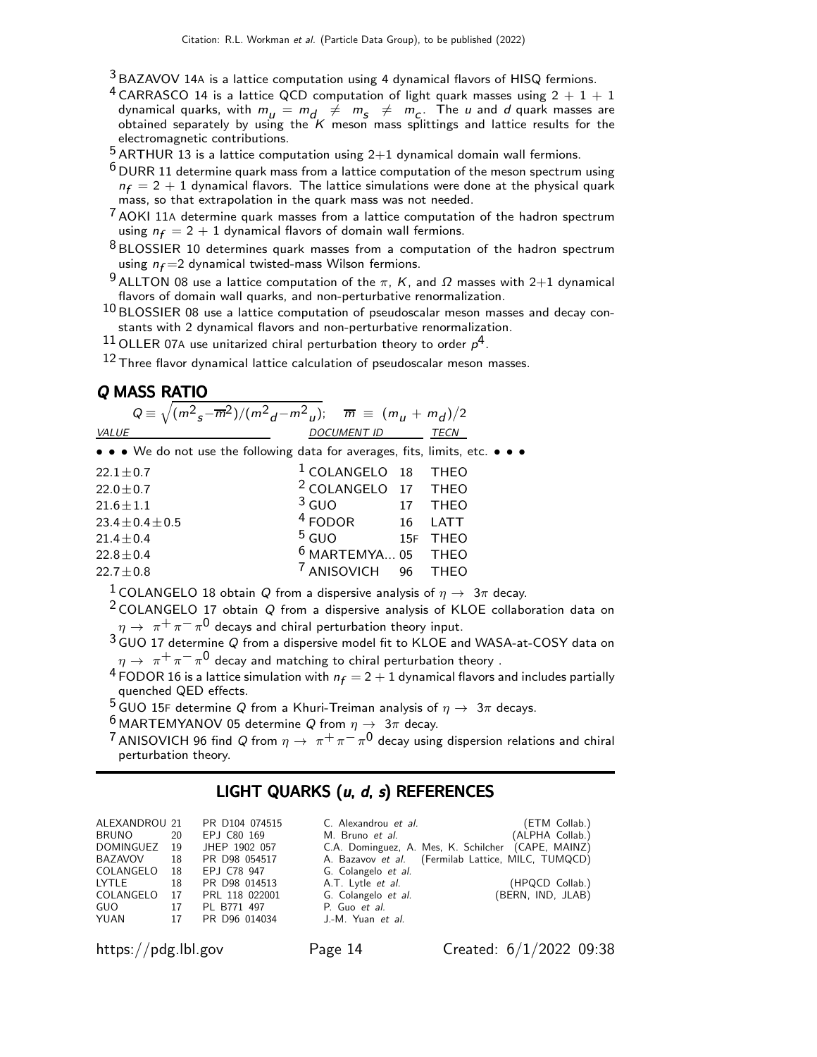[3] BAZAVOV 14A is a lattice computation using 4 dynamical flavors of HISQ fermions.

[4] CARRASCO 14 is a lattice QCD computation of light quark masses using 2 + 1 + 1 dynamical quarks, with $m_u = m_d \neq m_s \neq m_c$. The $u$ and $d$ quark masses are obtained separately by using the $K$ meson mass splittings and lattice results for the electromagnetic contributions.

[5] ARTHUR 13 is a lattice computation using 2+1 dynamical domain wall fermions.

[6] DURR 11 determine quark mass from a lattice computation of the meson spectrum using $n_f = 2 + 1$ dynamical flavors. The lattice simulations were done at the physical quark mass, so that extrapolation in the quark mass was not needed.

[7] AOKI 11A determine quark masses from a lattice computation of the hadron spectrum using $n_f = 2 + 1$ dynamical flavors of domain wall fermions.

[8] BLOSSIER 10 determines quark masses from a computation of the hadron spectrum using $n_f$=2 dynamical twisted-mass Wilson fermions.

[9] ALLTON 08 use a lattice computation of the $\pi$, $K$, and $\Omega$ masses with 2+1 dynamical flavors of domain wall quarks, and non-perturbative renormalization.

[10] BLOSSIER 08 use a lattice computation of pseudoscalar meson masses and decay constants with 2 dynamical flavors and non-perturbative renormalization.

[11] OLLER 07A use unitarized chiral perturbation theory to order $p^4$.

[12] Three flavor dynamical lattice calculation of pseudoscalar meson masses.

## *Q* MASS RATIO

$$Q \equiv \sqrt{(m_s^2 - \overline{m}^2)/(m_d^2 - m_u^2)}; \quad \overline{m} \equiv (m_u + m_d)/2$$

| VALUE | DOCUMENT ID | | TECN |
|---|---|---|---|
| • • • We do not use the following data for averages, fits, limits, etc. • • • | | | |
| $22.1 \pm 0.7$ | [1] COLANGELO | 18 | THEO |
| $22.0 \pm 0.7$ | [2] COLANGELO | 17 | THEO |
| $21.6 \pm 1.1$ | [3] GUO | 17 | THEO |
| $23.4 \pm 0.4 \pm 0.5$ | [4] FODOR | 16 | LATT |
| $21.4 \pm 0.4$ | [5] GUO | 15F | THEO |
| $22.8 \pm 0.4$ | [6] MARTEMYA... | 05 | THEO |
| $22.7 \pm 0.8$ | [7] ANISOVICH | 96 | THEO |

[1] COLANGELO 18 obtain $Q$ from a dispersive analysis of $\eta \to 3\pi$ decay.

[2] COLANGELO 17 obtain $Q$ from a dispersive analysis of KLOE collaboration data on $\eta \to \pi^+ \pi^- \pi^0$ decays and chiral perturbation theory input.

[3] GUO 17 determine $Q$ from a dispersive model fit to KLOE and WASA-at-COSY data on $\eta \to \pi^+ \pi^- \pi^0$ decay and matching to chiral perturbation theory .

[4] FODOR 16 is a lattice simulation with $n_f = 2 + 1$ dynamical flavors and includes partially quenched QED effects.

[5] GUO 15F determine $Q$ from a Khuri-Treiman analysis of $\eta \to 3\pi$ decays.

[6] MARTEMYANOV 05 determine $Q$ from $\eta \to 3\pi$ decay.

[7] ANISOVICH 96 find $Q$ from $\eta \to \pi^+ \pi^- \pi^0$ decay using dispersion relations and chiral perturbation theory.

## LIGHT QUARKS (*u*, *d*, *s*) REFERENCES

| | | | | |
|---|---|---|---|---|
| ALEXANDROU | 21 | PR D104 074515 | C. Alexandrou *et al.* | (ETM Collab.) |
| BRUNO | 20 | EPJ C80 169 | M. Bruno *et al.* | (ALPHA Collab.) |
| DOMINGUEZ | 19 | JHEP 1902 057 | C.A. Dominguez, A. Mes, K. Schilcher | (CAPE, MAINZ) |
| BAZAVOV | 18 | PR D98 054517 | A. Bazavov *et al.* | (Fermilab Lattice, MILC, TUMQCD) |
| COLANGELO | 18 | EPJ C78 947 | G. Colangelo *et al.* | |
| LYTLE | 18 | PR D98 014513 | A.T. Lytle *et al.* | (HPQCD Collab.) |
| COLANGELO | 17 | PRL 118 022001 | G. Colangelo *et al.* | (BERN, IND, JLAB) |
| GUO | 17 | PL B771 497 | P. Guo *et al.* | |
| YUAN | 17 | PR D96 014034 | J.-M. Yuan *et al.* | |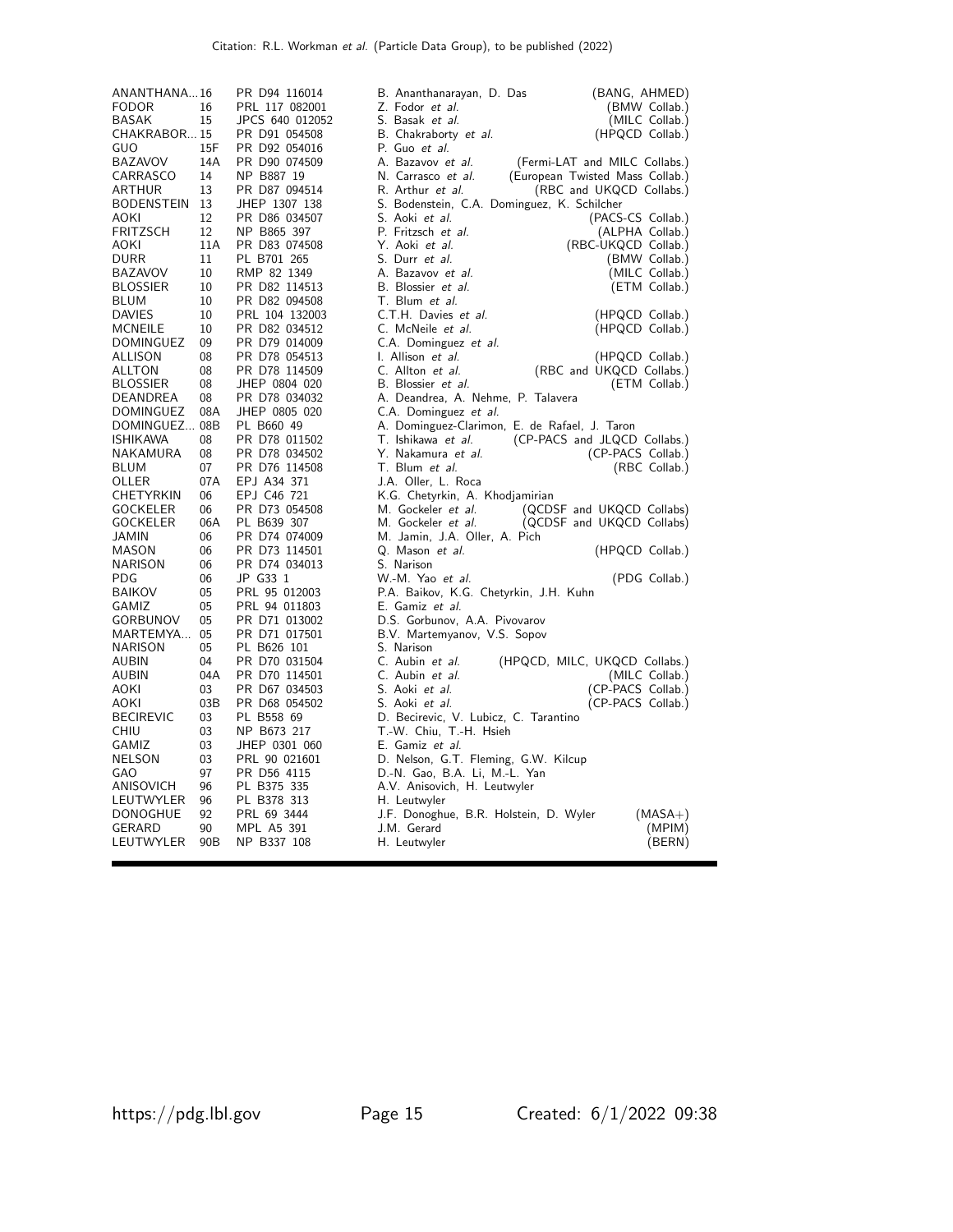| | | | | |
|---|---|---|---|---|
| ANANTHANA... | 16 | PR D94 116014 | B. Ananthanarayan, D. Das | (BANG, AHMED) |
| FODOR | 16 | PRL 117 082001 | Z. Fodor *et al.* | (BMW Collab.) |
| BASAK | 15 | JPCS 640 012052 | S. Basak *et al.* | (MILC Collab.) |
| CHAKRABOR... | 15 | PR D91 054508 | B. Chakraborty *et al.* | (HPQCD Collab.) |
| GUO | 15F | PR D92 054016 | P. Guo *et al.* | |
| BAZAVOV | 14A | PR D90 074509 | A. Bazavov *et al.* | (Fermi-LAT and MILC Collabs.) |
| CARRASCO | 14 | NP B887 19 | N. Carrasco *et al.* | (European Twisted Mass Collab.) |
| ARTHUR | 13 | PR D87 094514 | R. Arthur *et al.* | (RBC and UKQCD Collabs.) |
| BODENSTEIN | 13 | JHEP 1307 138 | S. Bodenstein, C.A. Dominguez, K. Schilcher | |
| AOKI | 12 | PR D86 034507 | S. Aoki *et al.* | (PACS-CS Collab.) |
| FRITZSCH | 12 | NP B865 397 | P. Fritzsch *et al.* | (ALPHA Collab.) |
| AOKI | 11A | PR D83 074508 | Y. Aoki *et al.* | (RBC-UKQCD Collab.) |
| DURR | 11 | PL B701 265 | S. Durr *et al.* | (BMW Collab.) |
| BAZAVOV | 10 | RMP 82 1349 | A. Bazavov *et al.* | (MILC Collab.) |
| BLOSSIER | 10 | PR D82 114513 | B. Blossier *et al.* | (ETM Collab.) |
| BLUM | 10 | PR D82 094508 | T. Blum *et al.* | |
| DAVIES | 10 | PRL 104 132003 | C.T.H. Davies *et al.* | (HPQCD Collab.) |
| MCNEILE | 10 | PR D82 034512 | C. McNeile *et al.* | (HPQCD Collab.) |
| DOMINGUEZ | 09 | PR D79 014009 | C.A. Dominguez *et al.* | |
| ALLISON | 08 | PR D78 054513 | I. Allison *et al.* | (HPQCD Collab.) |
| ALLTON | 08 | PR D78 114509 | C. Allton *et al.* | (RBC and UKQCD Collabs.) |
| BLOSSIER | 08 | JHEP 0804 020 | B. Blossier *et al.* | (ETM Collab.) |
| DEANDREA | 08 | PR D78 034032 | A. Deandrea, A. Nehme, P. Talavera | |
| DOMINGUEZ | 08A | JHEP 0805 020 | C.A. Dominguez *et al.* | |
| DOMINGUEZ... | 08B | PL B660 49 | A. Dominguez-Clarimon, E. de Rafael, J. Taron | |
| ISHIKAWA | 08 | PR D78 011502 | T. Ishikawa *et al.* | (CP-PACS and JLQCD Collabs.) |
| NAKAMURA | 08 | PR D78 034502 | Y. Nakamura *et al.* | (CP-PACS Collab.) |
| BLUM | 07 | PR D76 114508 | T. Blum *et al.* | (RBC Collab.) |
| OLLER | 07A | EPJ A34 371 | J.A. Oller, L. Roca | |
| CHETYRKIN | 06 | EPJ C46 721 | K.G. Chetyrkin, A. Khodjamirian | |
| GOCKELER | 06 | PR D73 054508 | M. Gockeler *et al.* | (QCDSF and UKQCD Collabs) |
| GOCKELER | 06A | PL B639 307 | M. Gockeler *et al.* | (QCDSF and UKQCD Collabs) |
| JAMIN | 06 | PR D74 074009 | M. Jamin, J.A. Oller, A. Pich | |
| MASON | 06 | PR D73 114501 | Q. Mason *et al.* | (HPQCD Collab.) |
| NARISON | 06 | PR D74 034013 | S. Narison | |
| PDG | 06 | JP G33 1 | W.-M. Yao *et al.* | (PDG Collab.) |
| BAIKOV | 05 | PRL 95 012003 | P.A. Baikov, K.G. Chetyrkin, J.H. Kuhn | |
| GAMIZ | 05 | PRL 94 011803 | E. Gamiz *et al.* | |
| GORBUNOV | 05 | PR D71 013002 | D.S. Gorbunov, A.A. Pivovarov | |
| MARTEMYA... | 05 | PR D71 017501 | B.V. Martemyanov, V.S. Sopov | |
| NARISON | 05 | PL B626 101 | S. Narison | |
| AUBIN | 04 | PR D70 031504 | C. Aubin *et al.* | (HPQCD, MILC, UKQCD Collabs.) |
| AUBIN | 04A | PR D70 114501 | C. Aubin *et al.* | (MILC Collab.) |
| AOKI | 03 | PR D67 034503 | S. Aoki *et al.* | (CP-PACS Collab.) |
| AOKI | 03B | PR D68 054502 | S. Aoki *et al.* | (CP-PACS Collab.) |
| BECIREVIC | 03 | PL B558 69 | D. Becirevic, V. Lubicz, C. Tarantino | |
| CHIU | 03 | NP B673 217 | T.-W. Chiu, T.-H. Hsieh | |
| GAMIZ | 03 | JHEP 0301 060 | E. Gamiz *et al.* | |
| NELSON | 03 | PRL 90 021601 | D. Nelson, G.T. Fleming, G.W. Kilcup | |
| GAO | 97 | PR D56 4115 | D.-N. Gao, B.A. Li, M.-L. Yan | |
| ANISOVICH | 96 | PL B375 335 | A.V. Anisovich, H. Leutwyler | |
| LEUTWYLER | 96 | PL B378 313 | H. Leutwyler | |
| DONOGHUE | 92 | PRL 69 3444 | J.F. Donoghue, B.R. Holstein, D. Wyler | (MASA+) |
| GERARD | 90 | MPL A5 391 | J.M. Gerard | (MPIM) |
| LEUTWYLER | 90B | NP B337 108 | H. Leutwyler | (BERN) |